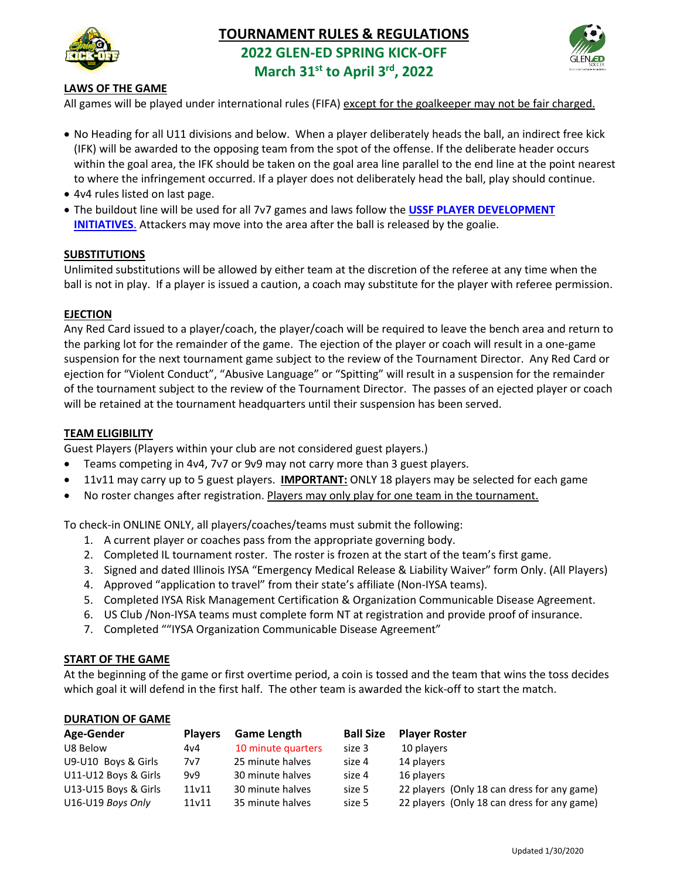# TOURNAMENT RULES & REGULATIONS

## 2022 GLEN-ED SPRING KICK-OFF

## March 31st to April 3rd, 2022

### LAWS OF THE GAME

All games will be played under international rules (FIFA) except for the goalkeeper may not be fair charged.

- No Heading for all U11 divisions and below. When a player deliberately heads the ball, an indirect free kick (IFK) will be awarded to the opposing team from the spot of the offense. If the deliberate header occurs within the goal area, the IFK should be taken on the goal area line parallel to the end line at the point nearest to where the infringement occurred. If a player does not deliberately head the ball, play should continue.
- 4v4 rules listed on last page.
- The buildout line will be used for all 7v7 games and laws follow the **USSF PLAYER DEVELOPMENT INITIATIVES**. Attackers may move into the area after the ball is released by the goalie.

### SUBSTITUTIONS

Unlimited substitutions will be allowed by either team at the discretion of the referee at any time when the ball is not in play. If a player is issued a caution, a coach may substitute for the player with referee permission.

### EJECTION

Any Red Card issued to a player/coach, the player/coach will be required to leave the bench area and return to the parking lot for the remainder of the game. The ejection of the player or coach will result in a one-game suspension for the next tournament game subject to the review of the Tournament Director. Any Red Card or ejection for "Violent Conduct", "Abusive Language" or "Spitting" will result in a suspension for the remainder of the tournament subject to the review of the Tournament Director. The passes of an ejected player or coach will be retained at the tournament headquarters until their suspension has been served.

### TEAM ELIGIBILITY

Guest Players (Players within your club are not considered guest players.)

- Teams competing in 4v4, 7v7 or 9v9 may not carry more than 3 guest players.
- 11v11 may carry up to 5 guest players. **IMPORTANT:** ONLY 18 players may be selected for each game
- No roster changes after registration. Players may only play for one team in the tournament.

To check-in ONLINE ONLY, all players/coaches/teams must submit the following:

1. A current player or coaches pass from the appropriate governing body.
2. Completed IL tournament roster. The roster is frozen at the start of the team's first game.
3. Signed and dated Illinois IYSA "Emergency Medical Release & Liability Waiver" form Only. (All Players)
4. Approved "application to travel" from their state's affiliate (Non-IYSA teams).
5. Completed IYSA Risk Management Certification & Organization Communicable Disease Agreement.
6. US Club /Non-IYSA teams must complete form NT at registration and provide proof of insurance.
7. Completed ""IYSA Organization Communicable Disease Agreement"

### START OF THE GAME

At the beginning of the game or first overtime period, a coin is tossed and the team that wins the toss decides which goal it will defend in the first half. The other team is awarded the kick-off to start the match.

### DURATION OF GAME

| Age-Gender | Players | Game Length | Ball Size | Player Roster |
|---|---|---|---|---|
| U8 Below | 4v4 | 10 minute quarters | size 3 | 10 players |
| U9-U10 Boys & Girls | 7v7 | 25 minute halves | size 4 | 14 players |
| U11-U12 Boys & Girls | 9v9 | 30 minute halves | size 4 | 16 players |
| U13-U15 Boys & Girls | 11v11 | 30 minute halves | size 5 | 22 players (Only 18 can dress for any game) |
| U16-U19 *Boys Only* | 11v11 | 35 minute halves | size 5 | 22 players (Only 18 can dress for any game) |

Updated 1/30/2020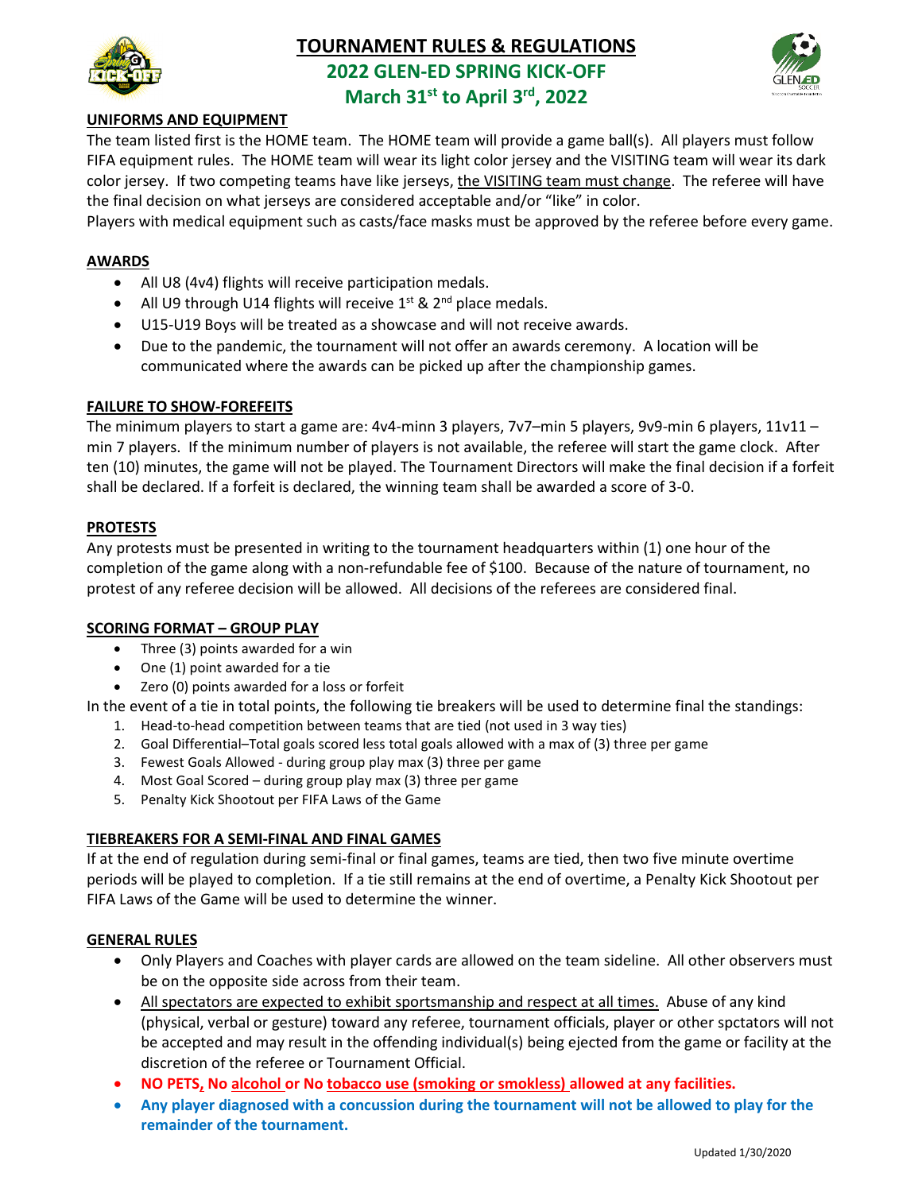# TOURNAMENT RULES & REGULATIONS

## 2022 GLEN-ED SPRING KICK-OFF

## March 31st to April 3rd, 2022

### UNIFORMS AND EQUIPMENT

The team listed first is the HOME team. The HOME team will provide a game ball(s). All players must follow FIFA equipment rules. The HOME team will wear its light color jersey and the VISITING team will wear its dark color jersey. If two competing teams have like jerseys, the VISITING team must change. The referee will have the final decision on what jerseys are considered acceptable and/or "like" in color.

Players with medical equipment such as casts/face masks must be approved by the referee before every game.

### AWARDS

- All U8 (4v4) flights will receive participation medals.
- All U9 through U14 flights will receive 1st & 2nd place medals.
- U15-U19 Boys will be treated as a showcase and will not receive awards.
- Due to the pandemic, the tournament will not offer an awards ceremony. A location will be communicated where the awards can be picked up after the championship games.

### FAILURE TO SHOW-FOREFEITS

The minimum players to start a game are: 4v4-minn 3 players, 7v7–min 5 players, 9v9-min 6 players, 11v11 – min 7 players. If the minimum number of players is not available, the referee will start the game clock. After ten (10) minutes, the game will not be played. The Tournament Directors will make the final decision if a forfeit shall be declared. If a forfeit is declared, the winning team shall be awarded a score of 3-0.

### PROTESTS

Any protests must be presented in writing to the tournament headquarters within (1) one hour of the completion of the game along with a non-refundable fee of $100. Because of the nature of tournament, no protest of any referee decision will be allowed. All decisions of the referees are considered final.

### SCORING FORMAT – GROUP PLAY

- Three (3) points awarded for a win
- One (1) point awarded for a tie
- Zero (0) points awarded for a loss or forfeit

In the event of a tie in total points, the following tie breakers will be used to determine final the standings:

1. Head-to-head competition between teams that are tied (not used in 3 way ties)
2. Goal Differential–Total goals scored less total goals allowed with a max of (3) three per game
3. Fewest Goals Allowed - during group play max (3) three per game
4. Most Goal Scored – during group play max (3) three per game
5. Penalty Kick Shootout per FIFA Laws of the Game

### TIEBREAKERS FOR A SEMI-FINAL AND FINAL GAMES

If at the end of regulation during semi-final or final games, teams are tied, then two five minute overtime periods will be played to completion. If a tie still remains at the end of overtime, a Penalty Kick Shootout per FIFA Laws of the Game will be used to determine the winner.

### GENERAL RULES

- Only Players and Coaches with player cards are allowed on the team sideline. All other observers must be on the opposite side across from their team.
- All spectators are expected to exhibit sportsmanship and respect at all times. Abuse of any kind (physical, verbal or gesture) toward any referee, tournament officials, player or other spctators will not be accepted and may result in the offending individual(s) being ejected from the game or facility at the discretion of the referee or Tournament Official.
- **NO PETS, No alcohol or No tobacco use (smoking or smokless) allowed at any facilities.**
- **Any player diagnosed with a concussion during the tournament will not be allowed to play for the remainder of the tournament.**

Updated 1/30/2020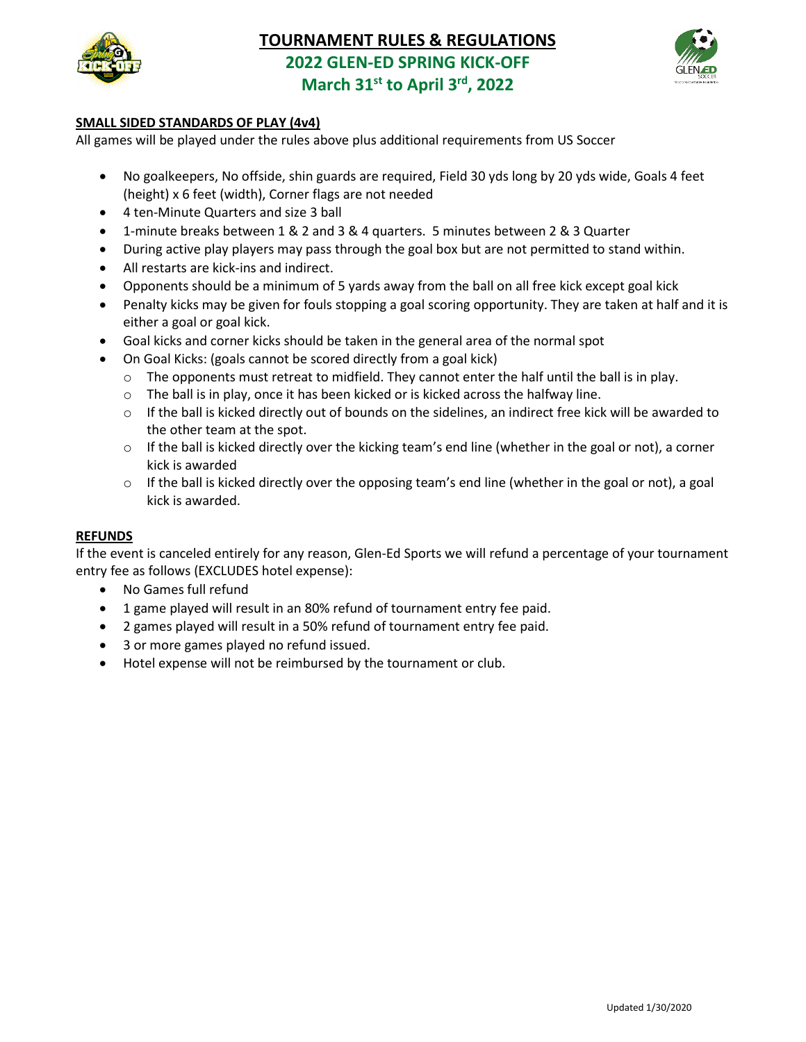# TOURNAMENT RULES & REGULATIONS

## 2022 GLEN-ED SPRING KICK-OFF

## March 31st to April 3rd, 2022

### SMALL SIDED STANDARDS OF PLAY (4v4)

All games will be played under the rules above plus additional requirements from US Soccer

- No goalkeepers, No offside, shin guards are required, Field 30 yds long by 20 yds wide, Goals 4 feet (height) x 6 feet (width), Corner flags are not needed
- 4 ten-Minute Quarters and size 3 ball
- 1-minute breaks between 1 & 2 and 3 & 4 quarters. 5 minutes between 2 & 3 Quarter
- During active play players may pass through the goal box but are not permitted to stand within.
- All restarts are kick-ins and indirect.
- Opponents should be a minimum of 5 yards away from the ball on all free kick except goal kick
- Penalty kicks may be given for fouls stopping a goal scoring opportunity. They are taken at half and it is either a goal or goal kick.
- Goal kicks and corner kicks should be taken in the general area of the normal spot
- On Goal Kicks: (goals cannot be scored directly from a goal kick)
  - The opponents must retreat to midfield. They cannot enter the half until the ball is in play.
  - The ball is in play, once it has been kicked or is kicked across the halfway line.
  - If the ball is kicked directly out of bounds on the sidelines, an indirect free kick will be awarded to the other team at the spot.
  - If the ball is kicked directly over the kicking team's end line (whether in the goal or not), a corner kick is awarded
  - If the ball is kicked directly over the opposing team's end line (whether in the goal or not), a goal kick is awarded.

### REFUNDS

If the event is canceled entirely for any reason, Glen-Ed Sports we will refund a percentage of your tournament entry fee as follows (EXCLUDES hotel expense):

- No Games full refund
- 1 game played will result in an 80% refund of tournament entry fee paid.
- 2 games played will result in a 50% refund of tournament entry fee paid.
- 3 or more games played no refund issued.
- Hotel expense will not be reimbursed by the tournament or club.

Updated 1/30/2020